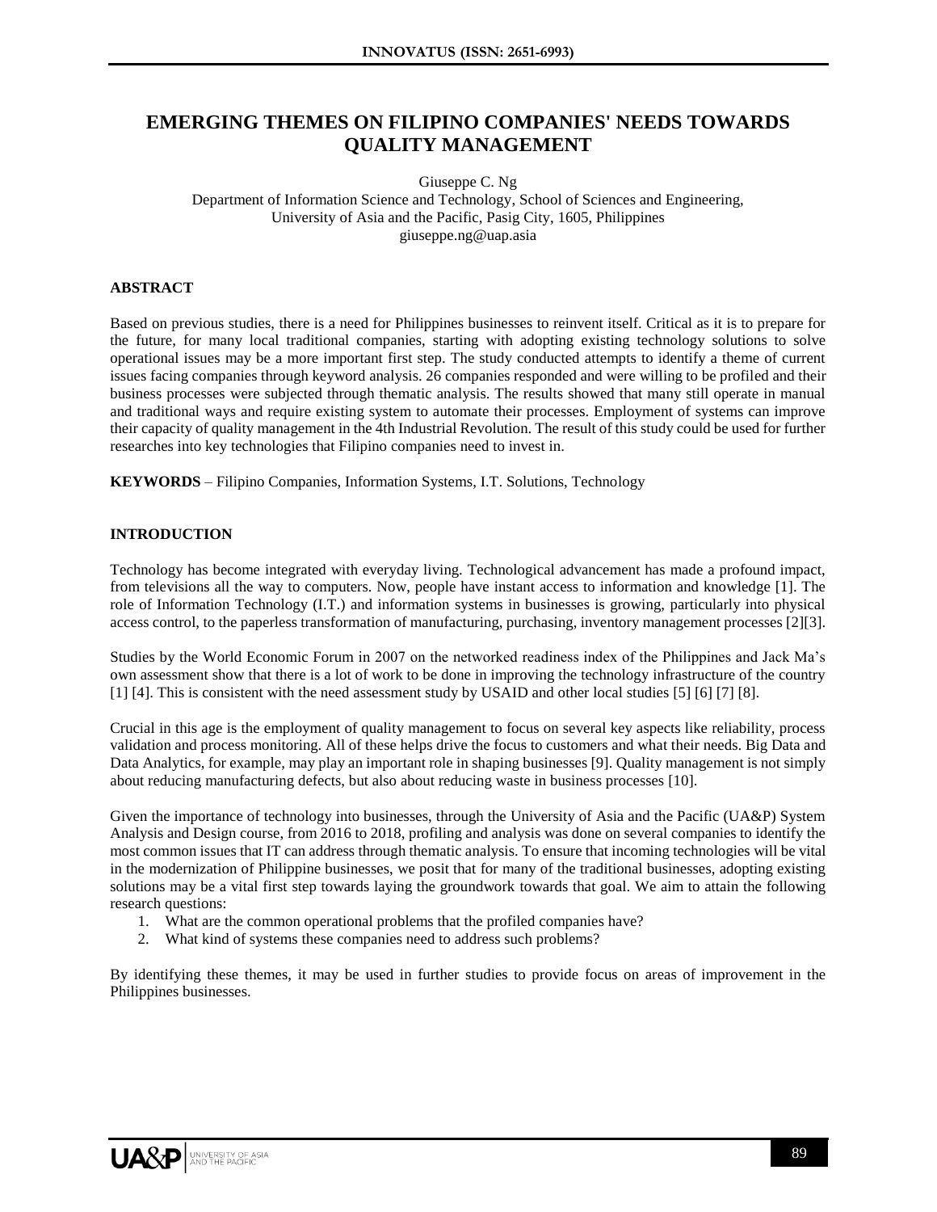# EMERGING THEMES ON FILIPINO COMPANIES' NEEDS TOWARDS QUALITY MANAGEMENT

Giuseppe C. Ng
Department of Information Science and Technology, School of Sciences and Engineering,
University of Asia and the Pacific, Pasig City, 1605, Philippines
giuseppe.ng@uap.asia

## ABSTRACT

Based on previous studies, there is a need for Philippines businesses to reinvent itself. Critical as it is to prepare for the future, for many local traditional companies, starting with adopting existing technology solutions to solve operational issues may be a more important first step. The study conducted attempts to identify a theme of current issues facing companies through keyword analysis. 26 companies responded and were willing to be profiled and their business processes were subjected through thematic analysis. The results showed that many still operate in manual and traditional ways and require existing system to automate their processes. Employment of systems can improve their capacity of quality management in the 4th Industrial Revolution. The result of this study could be used for further researches into key technologies that Filipino companies need to invest in.

**KEYWORDS** – Filipino Companies, Information Systems, I.T. Solutions, Technology

## INTRODUCTION

Technology has become integrated with everyday living. Technological advancement has made a profound impact, from televisions all the way to computers. Now, people have instant access to information and knowledge [1]. The role of Information Technology (I.T.) and information systems in businesses is growing, particularly into physical access control, to the paperless transformation of manufacturing, purchasing, inventory management processes [2][3].

Studies by the World Economic Forum in 2007 on the networked readiness index of the Philippines and Jack Ma's own assessment show that there is a lot of work to be done in improving the technology infrastructure of the country [1] [4]. This is consistent with the need assessment study by USAID and other local studies [5] [6] [7] [8].

Crucial in this age is the employment of quality management to focus on several key aspects like reliability, process validation and process monitoring. All of these helps drive the focus to customers and what their needs. Big Data and Data Analytics, for example, may play an important role in shaping businesses [9]. Quality management is not simply about reducing manufacturing defects, but also about reducing waste in business processes [10].

Given the importance of technology into businesses, through the University of Asia and the Pacific (UA&P) System Analysis and Design course, from 2016 to 2018, profiling and analysis was done on several companies to identify the most common issues that IT can address through thematic analysis. To ensure that incoming technologies will be vital in the modernization of Philippine businesses, we posit that for many of the traditional businesses, adopting existing solutions may be a vital first step towards laying the groundwork towards that goal. We aim to attain the following research questions:

1. What are the common operational problems that the profiled companies have?
2. What kind of systems these companies need to address such problems?

By identifying these themes, it may be used in further studies to provide focus on areas of improvement in the Philippines businesses.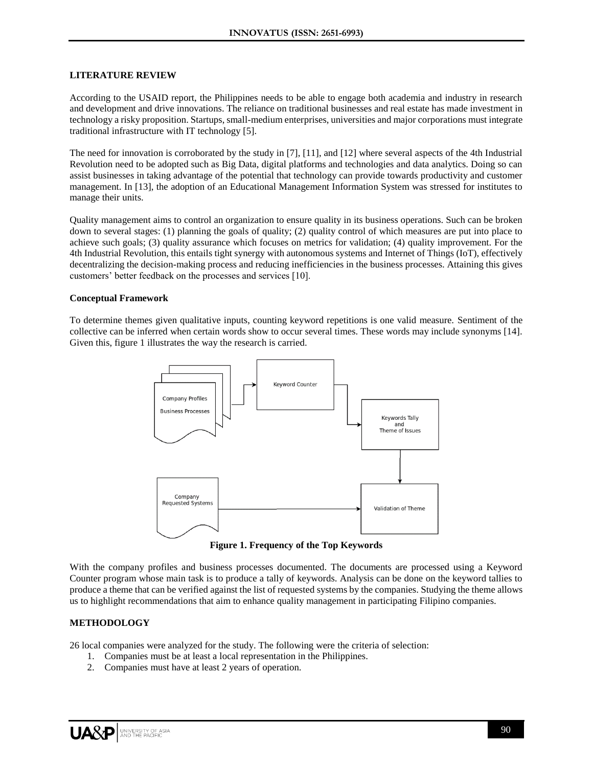## LITERATURE REVIEW

According to the USAID report, the Philippines needs to be able to engage both academia and industry in research and development and drive innovations. The reliance on traditional businesses and real estate has made investment in technology a risky proposition. Startups, small-medium enterprises, universities and major corporations must integrate traditional infrastructure with IT technology [5].

The need for innovation is corroborated by the study in [7], [11], and [12] where several aspects of the 4th Industrial Revolution need to be adopted such as Big Data, digital platforms and technologies and data analytics. Doing so can assist businesses in taking advantage of the potential that technology can provide towards productivity and customer management. In [13], the adoption of an Educational Management Information System was stressed for institutes to manage their units.

Quality management aims to control an organization to ensure quality in its business operations. Such can be broken down to several stages: (1) planning the goals of quality; (2) quality control of which measures are put into place to achieve such goals; (3) quality assurance which focuses on metrics for validation; (4) quality improvement. For the 4th Industrial Revolution, this entails tight synergy with autonomous systems and Internet of Things (IoT), effectively decentralizing the decision-making process and reducing inefficiencies in the business processes. Attaining this gives customers' better feedback on the processes and services [10].

### Conceptual Framework

To determine themes given qualitative inputs, counting keyword repetitions is one valid measure. Sentiment of the collective can be inferred when certain words show to occur several times. These words may include synonyms [14]. Given this, figure 1 illustrates the way the research is carried.

Company Profiles / Business Processes → Keyword Counter → Keywords Tally and Theme of Issues → Validation of Theme ← Company Requested Systems

**Figure 1. Frequency of the Top Keywords**

With the company profiles and business processes documented. The documents are processed using a Keyword Counter program whose main task is to produce a tally of keywords. Analysis can be done on the keyword tallies to produce a theme that can be verified against the list of requested systems by the companies. Studying the theme allows us to highlight recommendations that aim to enhance quality management in participating Filipino companies.

## METHODOLOGY

26 local companies were analyzed for the study. The following were the criteria of selection:

1. Companies must be at least a local representation in the Philippines.
2. Companies must have at least 2 years of operation.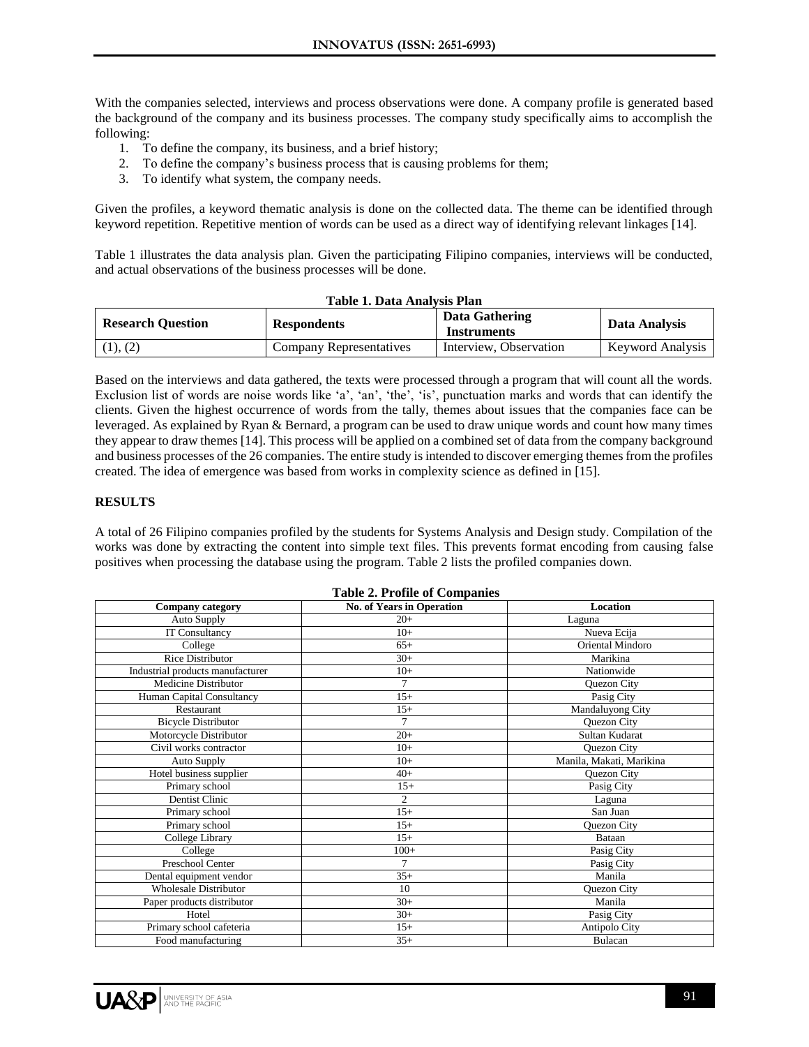With the companies selected, interviews and process observations were done. A company profile is generated based the background of the company and its business processes. The company study specifically aims to accomplish the following:

1. To define the company, its business, and a brief history;
2. To define the company's business process that is causing problems for them;
3. To identify what system, the company needs.

Given the profiles, a keyword thematic analysis is done on the collected data. The theme can be identified through keyword repetition. Repetitive mention of words can be used as a direct way of identifying relevant linkages [14].

Table 1 illustrates the data analysis plan. Given the participating Filipino companies, interviews will be conducted, and actual observations of the business processes will be done.

**Table 1. Data Analysis Plan**

| Research Question | Respondents | Data Gathering Instruments | Data Analysis |
|---|---|---|---|
| (1), (2) | Company Representatives | Interview, Observation | Keyword Analysis |

Based on the interviews and data gathered, the texts were processed through a program that will count all the words. Exclusion list of words are noise words like 'a', 'an', 'the', 'is', punctuation marks and words that can identify the clients. Given the highest occurrence of words from the tally, themes about issues that the companies face can be leveraged. As explained by Ryan & Bernard, a program can be used to draw unique words and count how many times they appear to draw themes [14]. This process will be applied on a combined set of data from the company background and business processes of the 26 companies. The entire study is intended to discover emerging themes from the profiles created. The idea of emergence was based from works in complexity science as defined in [15].

## RESULTS

A total of 26 Filipino companies profiled by the students for Systems Analysis and Design study. Compilation of the works was done by extracting the content into simple text files. This prevents format encoding from causing false positives when processing the database using the program. Table 2 lists the profiled companies down.

**Table 2. Profile of Companies**

| Company category | No. of Years in Operation | Location |
|---|---|---|
| Auto Supply | 20+ | Laguna |
| IT Consultancy | 10+ | Nueva Ecija |
| College | 65+ | Oriental Mindoro |
| Rice Distributor | 30+ | Marikina |
| Industrial products manufacturer | 10+ | Nationwide |
| Medicine Distributor | 7 | Quezon City |
| Human Capital Consultancy | 15+ | Pasig City |
| Restaurant | 15+ | Mandaluyong City |
| Bicycle Distributor | 7 | Quezon City |
| Motorcycle Distributor | 20+ | Sultan Kudarat |
| Civil works contractor | 10+ | Quezon City |
| Auto Supply | 10+ | Manila, Makati, Marikina |
| Hotel business supplier | 40+ | Quezon City |
| Primary school | 15+ | Pasig City |
| Dentist Clinic | 2 | Laguna |
| Primary school | 15+ | San Juan |
| Primary school | 15+ | Quezon City |
| College Library | 15+ | Bataan |
| College | 100+ | Pasig City |
| Preschool Center | 7 | Pasig City |
| Dental equipment vendor | 35+ | Manila |
| Wholesale Distributor | 10 | Quezon City |
| Paper products distributor | 30+ | Manila |
| Hotel | 30+ | Pasig City |
| Primary school cafeteria | 15+ | Antipolo City |
| Food manufacturing | 35+ | Bulacan |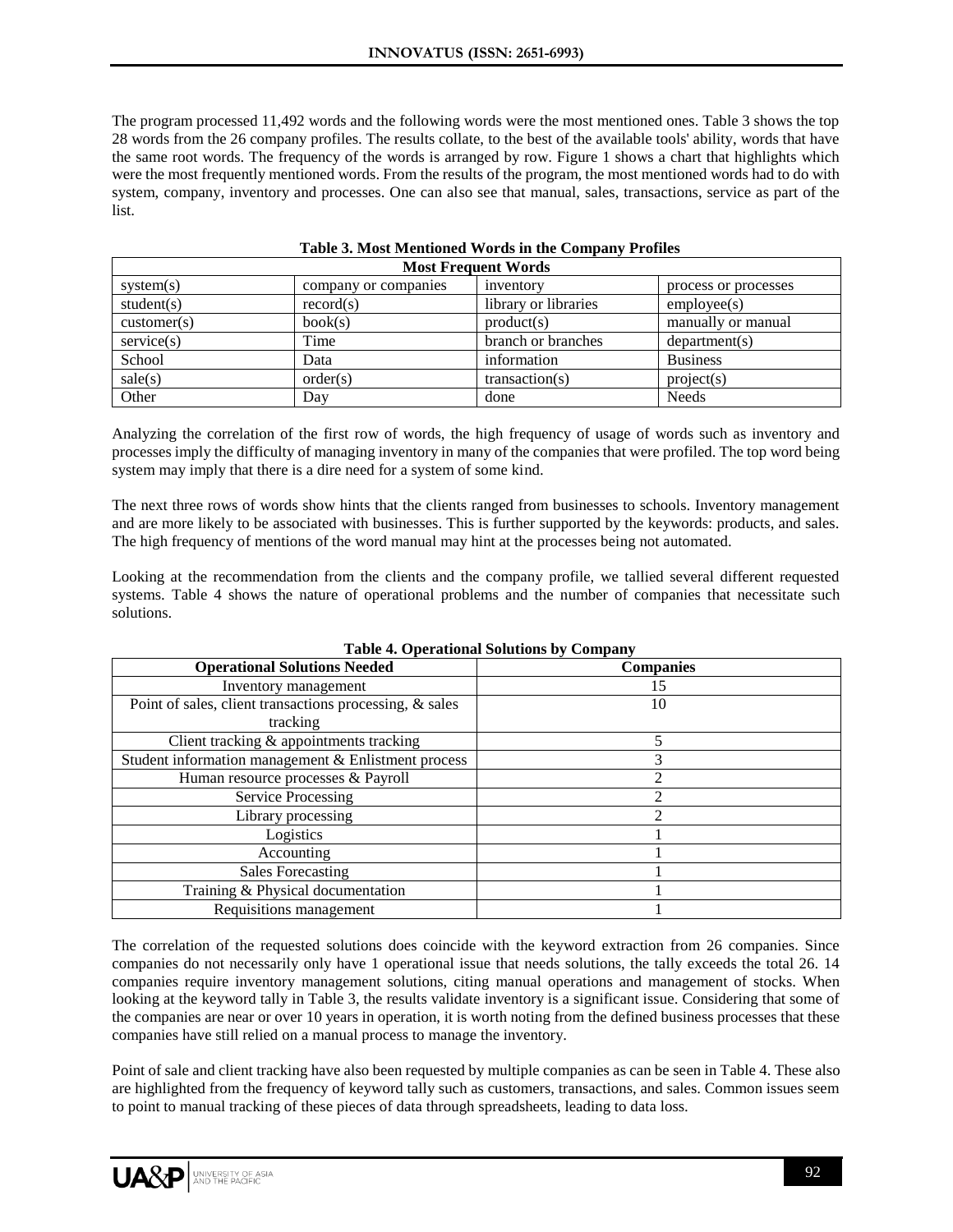The program processed 11,492 words and the following words were the most mentioned ones. Table 3 shows the top 28 words from the 26 company profiles. The results collate, to the best of the available tools' ability, words that have the same root words. The frequency of the words is arranged by row. Figure 1 shows a chart that highlights which were the most frequently mentioned words. From the results of the program, the most mentioned words had to do with system, company, inventory and processes. One can also see that manual, sales, transactions, service as part of the list.

**Table 3. Most Mentioned Words in the Company Profiles**

| Most Frequent Words | | | |
|---|---|---|---|
| system(s) | company or companies | inventory | process or processes |
| student(s) | record(s) | library or libraries | employee(s) |
| customer(s) | book(s) | product(s) | manually or manual |
| service(s) | Time | branch or branches | department(s) |
| School | Data | information | Business |
| sale(s) | order(s) | transaction(s) | project(s) |
| Other | Day | done | Needs |

Analyzing the correlation of the first row of words, the high frequency of usage of words such as inventory and processes imply the difficulty of managing inventory in many of the companies that were profiled. The top word being system may imply that there is a dire need for a system of some kind.

The next three rows of words show hints that the clients ranged from businesses to schools. Inventory management and are more likely to be associated with businesses. This is further supported by the keywords: products, and sales. The high frequency of mentions of the word manual may hint at the processes being not automated.

Looking at the recommendation from the clients and the company profile, we tallied several different requested systems. Table 4 shows the nature of operational problems and the number of companies that necessitate such solutions.

**Table 4. Operational Solutions by Company**

| Operational Solutions Needed | Companies |
|---|---|
| Inventory management | 15 |
| Point of sales, client transactions processing, & sales tracking | 10 |
| Client tracking & appointments tracking | 5 |
| Student information management & Enlistment process | 3 |
| Human resource processes & Payroll | 2 |
| Service Processing | 2 |
| Library processing | 2 |
| Logistics | 1 |
| Accounting | 1 |
| Sales Forecasting | 1 |
| Training & Physical documentation | 1 |
| Requisitions management | 1 |

The correlation of the requested solutions does coincide with the keyword extraction from 26 companies. Since companies do not necessarily only have 1 operational issue that needs solutions, the tally exceeds the total 26. 14 companies require inventory management solutions, citing manual operations and management of stocks. When looking at the keyword tally in Table 3, the results validate inventory is a significant issue. Considering that some of the companies are near or over 10 years in operation, it is worth noting from the defined business processes that these companies have still relied on a manual process to manage the inventory.

Point of sale and client tracking have also been requested by multiple companies as can be seen in Table 4. These also are highlighted from the frequency of keyword tally such as customers, transactions, and sales. Common issues seem to point to manual tracking of these pieces of data through spreadsheets, leading to data loss.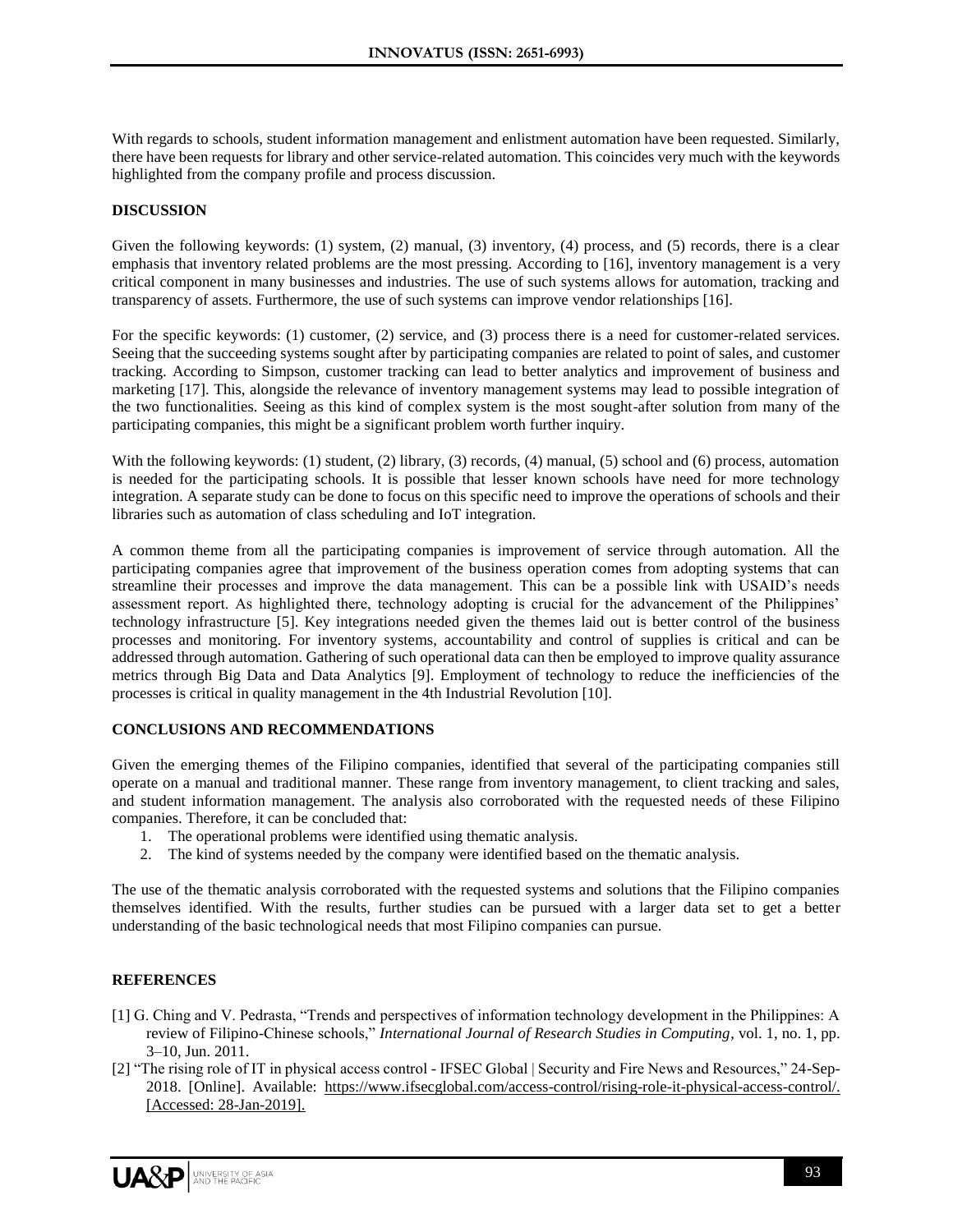With regards to schools, student information management and enlistment automation have been requested. Similarly, there have been requests for library and other service-related automation. This coincides very much with the keywords highlighted from the company profile and process discussion.

## DISCUSSION

Given the following keywords: (1) system, (2) manual, (3) inventory, (4) process, and (5) records, there is a clear emphasis that inventory related problems are the most pressing. According to [16], inventory management is a very critical component in many businesses and industries. The use of such systems allows for automation, tracking and transparency of assets. Furthermore, the use of such systems can improve vendor relationships [16].

For the specific keywords: (1) customer, (2) service, and (3) process there is a need for customer-related services. Seeing that the succeeding systems sought after by participating companies are related to point of sales, and customer tracking. According to Simpson, customer tracking can lead to better analytics and improvement of business and marketing [17]. This, alongside the relevance of inventory management systems may lead to possible integration of the two functionalities. Seeing as this kind of complex system is the most sought-after solution from many of the participating companies, this might be a significant problem worth further inquiry.

With the following keywords: (1) student, (2) library, (3) records, (4) manual, (5) school and (6) process, automation is needed for the participating schools. It is possible that lesser known schools have need for more technology integration. A separate study can be done to focus on this specific need to improve the operations of schools and their libraries such as automation of class scheduling and IoT integration.

A common theme from all the participating companies is improvement of service through automation. All the participating companies agree that improvement of the business operation comes from adopting systems that can streamline their processes and improve the data management. This can be a possible link with USAID's needs assessment report. As highlighted there, technology adopting is crucial for the advancement of the Philippines' technology infrastructure [5]. Key integrations needed given the themes laid out is better control of the business processes and monitoring. For inventory systems, accountability and control of supplies is critical and can be addressed through automation. Gathering of such operational data can then be employed to improve quality assurance metrics through Big Data and Data Analytics [9]. Employment of technology to reduce the inefficiencies of the processes is critical in quality management in the 4th Industrial Revolution [10].

## CONCLUSIONS AND RECOMMENDATIONS

Given the emerging themes of the Filipino companies, identified that several of the participating companies still operate on a manual and traditional manner. These range from inventory management, to client tracking and sales, and student information management. The analysis also corroborated with the requested needs of these Filipino companies. Therefore, it can be concluded that:

1. The operational problems were identified using thematic analysis.
2. The kind of systems needed by the company were identified based on the thematic analysis.

The use of the thematic analysis corroborated with the requested systems and solutions that the Filipino companies themselves identified. With the results, further studies can be pursued with a larger data set to get a better understanding of the basic technological needs that most Filipino companies can pursue.

## REFERENCES

[1] G. Ching and V. Pedrasta, "Trends and perspectives of information technology development in the Philippines: A review of Filipino-Chinese schools," *International Journal of Research Studies in Computing*, vol. 1, no. 1, pp. 3–10, Jun. 2011.

[2] "The rising role of IT in physical access control - IFSEC Global | Security and Fire News and Resources," 24-Sep-2018. [Online]. Available: https://www.ifsecglobal.com/access-control/rising-role-it-physical-access-control/. [Accessed: 28-Jan-2019].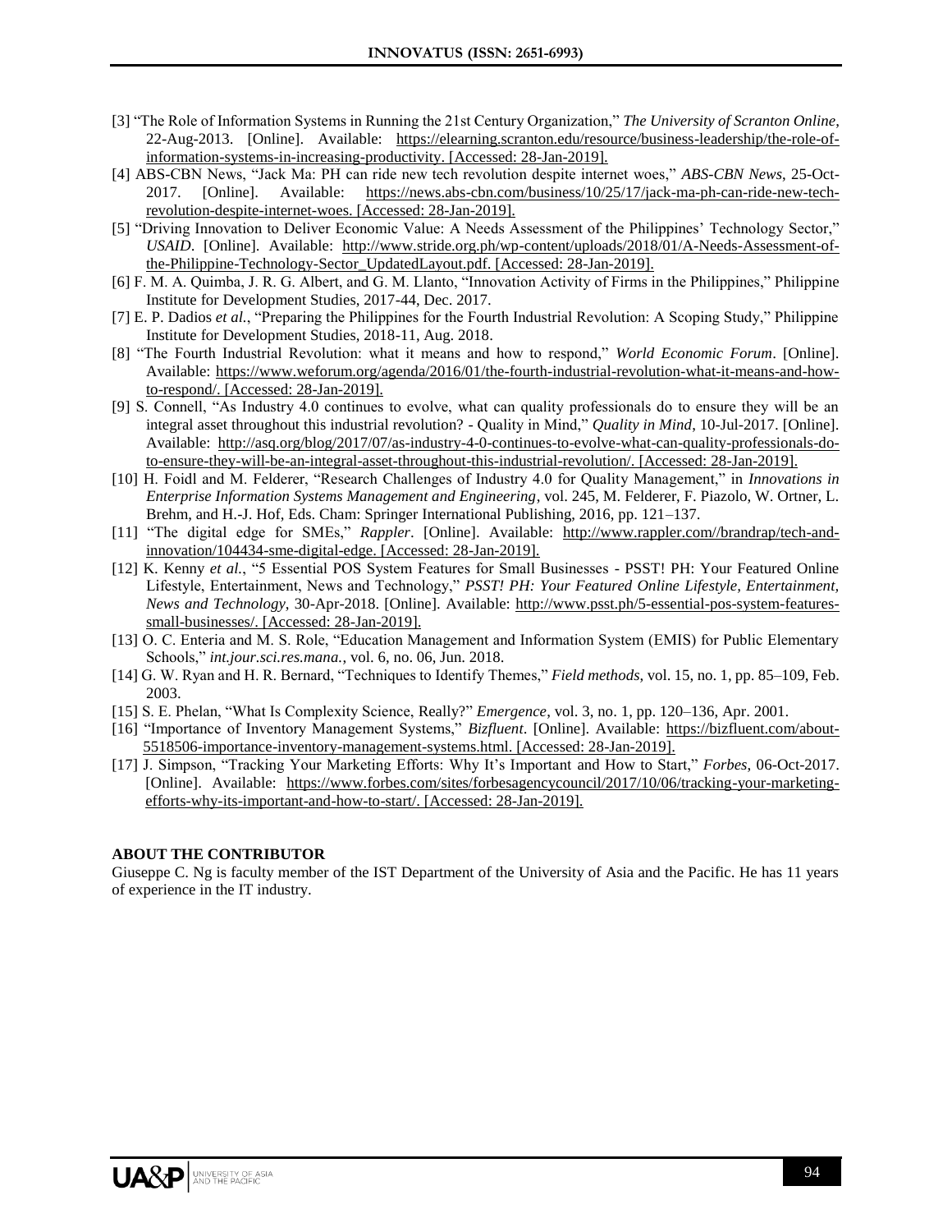[3] "The Role of Information Systems in Running the 21st Century Organization," *The University of Scranton Online*, 22-Aug-2013. [Online]. Available: https://elearning.scranton.edu/resource/business-leadership/the-role-of-information-systems-in-increasing-productivity. [Accessed: 28-Jan-2019].

[4] ABS-CBN News, "Jack Ma: PH can ride new tech revolution despite internet woes," *ABS-CBN News*, 25-Oct-2017. [Online]. Available: https://news.abs-cbn.com/business/10/25/17/jack-ma-ph-can-ride-new-tech-revolution-despite-internet-woes. [Accessed: 28-Jan-2019].

[5] "Driving Innovation to Deliver Economic Value: A Needs Assessment of the Philippines' Technology Sector," *USAID*. [Online]. Available: http://www.stride.org.ph/wp-content/uploads/2018/01/A-Needs-Assessment-of-the-Philippine-Technology-Sector_UpdatedLayout.pdf. [Accessed: 28-Jan-2019].

[6] F. M. A. Quimba, J. R. G. Albert, and G. M. Llanto, "Innovation Activity of Firms in the Philippines," Philippine Institute for Development Studies, 2017-44, Dec. 2017.

[7] E. P. Dadios *et al.*, "Preparing the Philippines for the Fourth Industrial Revolution: A Scoping Study," Philippine Institute for Development Studies, 2018-11, Aug. 2018.

[8] "The Fourth Industrial Revolution: what it means and how to respond," *World Economic Forum*. [Online]. Available: https://www.weforum.org/agenda/2016/01/the-fourth-industrial-revolution-what-it-means-and-how-to-respond/. [Accessed: 28-Jan-2019].

[9] S. Connell, "As Industry 4.0 continues to evolve, what can quality professionals do to ensure they will be an integral asset throughout this industrial revolution? - Quality in Mind," *Quality in Mind*, 10-Jul-2017. [Online]. Available: http://asq.org/blog/2017/07/as-industry-4-0-continues-to-evolve-what-can-quality-professionals-do-to-ensure-they-will-be-an-integral-asset-throughout-this-industrial-revolution/. [Accessed: 28-Jan-2019].

[10] H. Foidl and M. Felderer, "Research Challenges of Industry 4.0 for Quality Management," in *Innovations in Enterprise Information Systems Management and Engineering*, vol. 245, M. Felderer, F. Piazolo, W. Ortner, L. Brehm, and H.-J. Hof, Eds. Cham: Springer International Publishing, 2016, pp. 121–137.

[11] "The digital edge for SMEs," *Rappler*. [Online]. Available: http://www.rappler.com//brandrap/tech-and-innovation/104434-sme-digital-edge. [Accessed: 28-Jan-2019].

[12] K. Kenny *et al.*, "5 Essential POS System Features for Small Businesses - PSST! PH: Your Featured Online Lifestyle, Entertainment, News and Technology," *PSST! PH: Your Featured Online Lifestyle, Entertainment, News and Technology*, 30-Apr-2018. [Online]. Available: http://www.psst.ph/5-essential-pos-system-features-small-businesses/. [Accessed: 28-Jan-2019].

[13] O. C. Enteria and M. S. Role, "Education Management and Information System (EMIS) for Public Elementary Schools," *int.jour.sci.res.mana.*, vol. 6, no. 06, Jun. 2018.

[14] G. W. Ryan and H. R. Bernard, "Techniques to Identify Themes," *Field methods*, vol. 15, no. 1, pp. 85–109, Feb. 2003.

[15] S. E. Phelan, "What Is Complexity Science, Really?" *Emergence*, vol. 3, no. 1, pp. 120–136, Apr. 2001.

[16] "Importance of Inventory Management Systems," *Bizfluent*. [Online]. Available: https://bizfluent.com/about-5518506-importance-inventory-management-systems.html. [Accessed: 28-Jan-2019].

[17] J. Simpson, "Tracking Your Marketing Efforts: Why It's Important and How to Start," *Forbes*, 06-Oct-2017. [Online]. Available: https://www.forbes.com/sites/forbesagencycouncil/2017/10/06/tracking-your-marketing-efforts-why-its-important-and-how-to-start/. [Accessed: 28-Jan-2019].

## ABOUT THE CONTRIBUTOR

Giuseppe C. Ng is faculty member of the IST Department of the University of Asia and the Pacific. He has 11 years of experience in the IT industry.